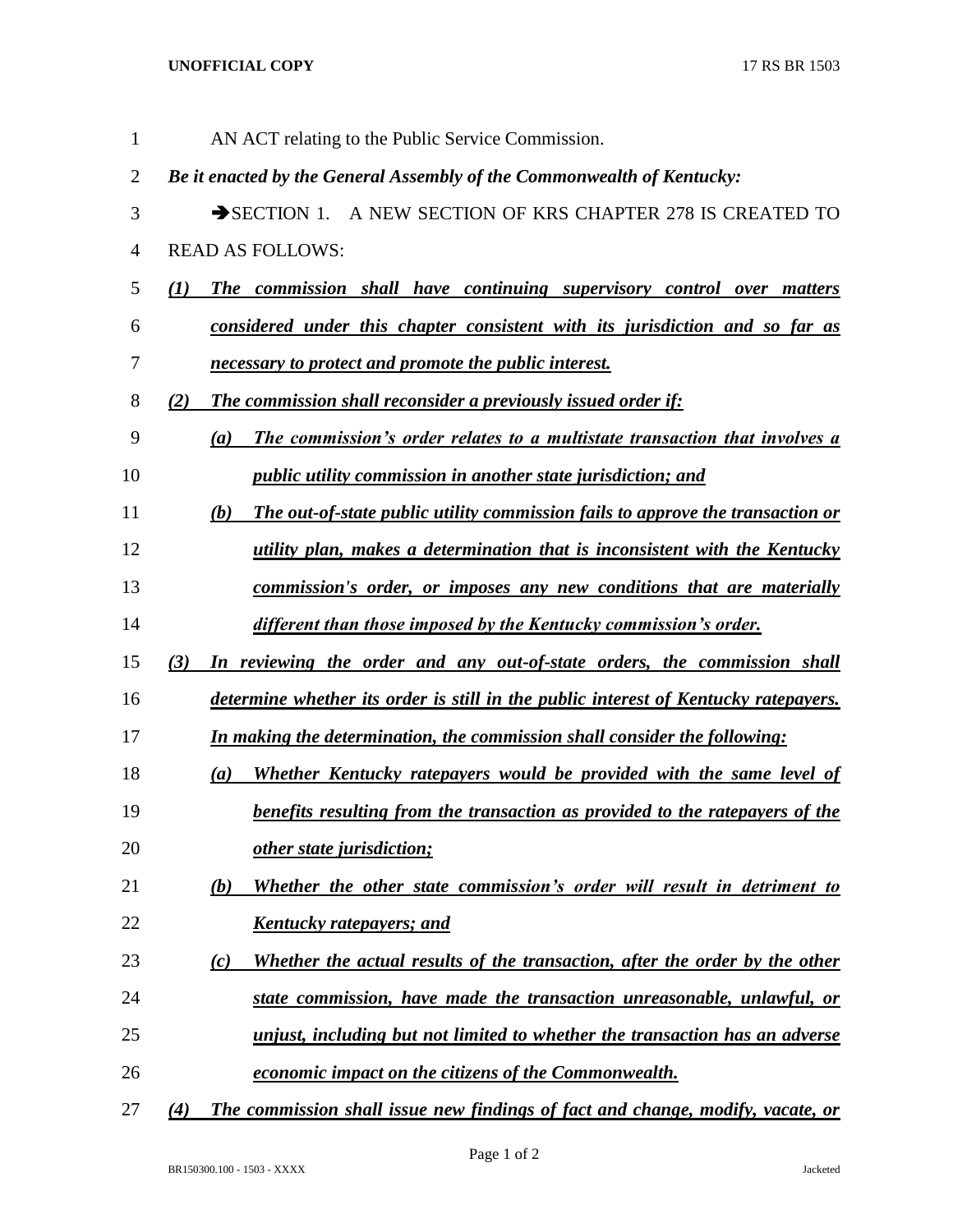AN ACT relating to the Public Service Commission.

*Be it enacted by the General Assembly of the Commonwealth of Kentucky:*

➔SECTION 1. A NEW SECTION OF KRS CHAPTER 278 IS CREATED TO READ AS FOLLOWS:

***(1) The commission shall have continuing supervisory control over matters considered under this chapter consistent with its jurisdiction and so far as necessary to protect and promote the public interest.***

***(2) The commission shall reconsider a previously issued order if:***

***(a) The commission's order relates to a multistate transaction that involves a public utility commission in another state jurisdiction; and***

***(b) The out-of-state public utility commission fails to approve the transaction or utility plan, makes a determination that is inconsistent with the Kentucky commission's order, or imposes any new conditions that are materially different than those imposed by the Kentucky commission's order.***

***(3) In reviewing the order and any out-of-state orders, the commission shall determine whether its order is still in the public interest of Kentucky ratepayers. In making the determination, the commission shall consider the following:***

***(a) Whether Kentucky ratepayers would be provided with the same level of benefits resulting from the transaction as provided to the ratepayers of the other state jurisdiction;***

***(b) Whether the other state commission's order will result in detriment to Kentucky ratepayers; and***

***(c) Whether the actual results of the transaction, after the order by the other state commission, have made the transaction unreasonable, unlawful, or unjust, including but not limited to whether the transaction has an adverse economic impact on the citizens of the Commonwealth.***

***(4) The commission shall issue new findings of fact and change, modify, vacate, or***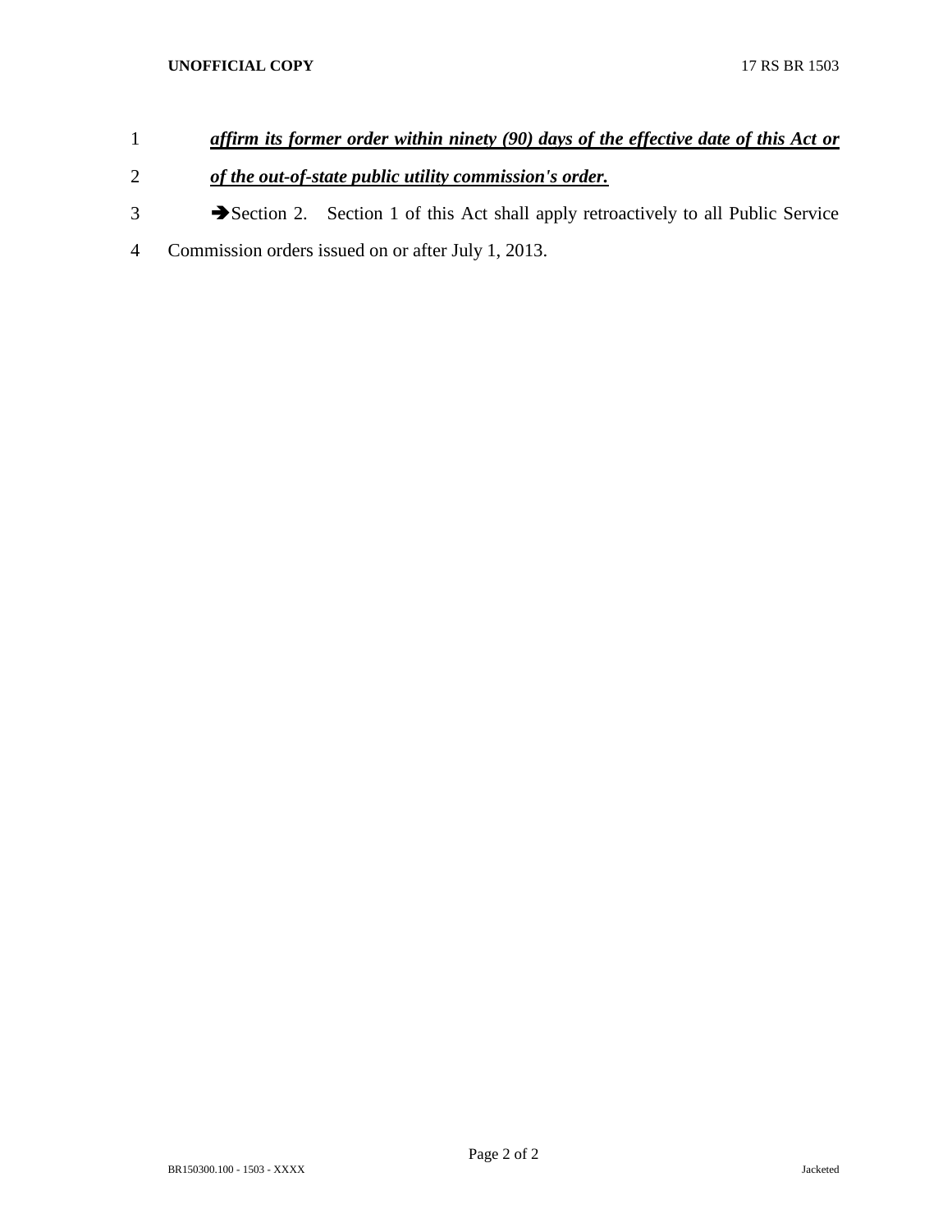***affirm its former order within ninety (90) days of the effective date of this Act or of the out-of-state public utility commission's order.***

➔Section 2. Section 1 of this Act shall apply retroactively to all Public Service Commission orders issued on or after July 1, 2013.